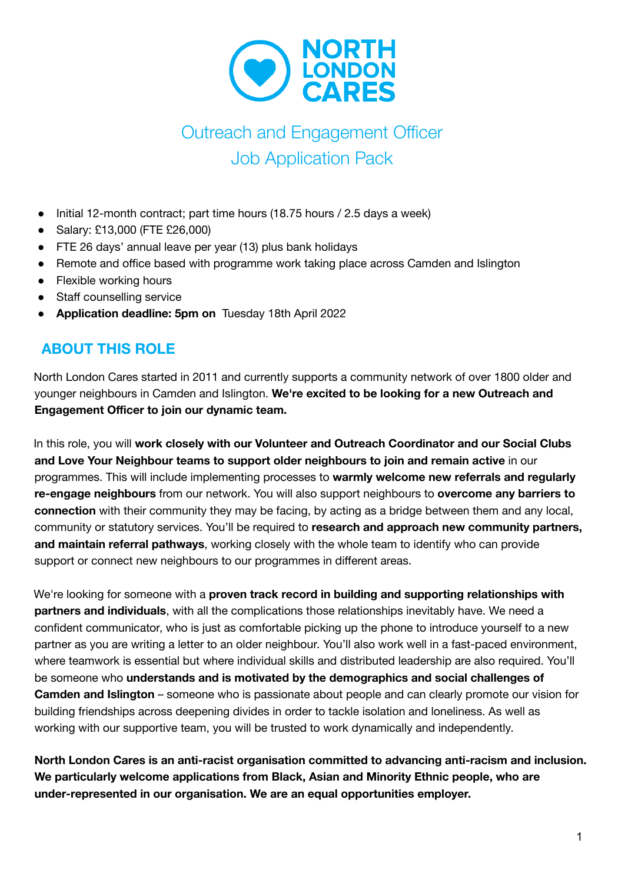# NORTH LONDON CARES

## Outreach and Engagement Officer
## Job Application Pack

- Initial 12-month contract; part time hours (18.75 hours / 2.5 days a week)
- Salary: £13,000 (FTE £26,000)
- FTE 26 days' annual leave per year (13) plus bank holidays
- Remote and office based with programme work taking place across Camden and Islington
- Flexible working hours
- Staff counselling service
- **Application deadline: 5pm on** Tuesday 18th April 2022

## ABOUT THIS ROLE

North London Cares started in 2011 and currently supports a community network of over 1800 older and younger neighbours in Camden and Islington. **We're excited to be looking for a new Outreach and Engagement Officer to join our dynamic team.**

In this role, you will **work closely with our Volunteer and Outreach Coordinator and our Social Clubs and Love Your Neighbour teams to support older neighbours to join and remain active** in our programmes. This will include implementing processes to **warmly welcome new referrals and regularly re-engage neighbours** from our network. You will also support neighbours to **overcome any barriers to connection** with their community they may be facing, by acting as a bridge between them and any local, community or statutory services. You'll be required to **research and approach new community partners, and maintain referral pathways**, working closely with the whole team to identify who can provide support or connect new neighbours to our programmes in different areas.

We're looking for someone with a **proven track record in building and supporting relationships with partners and individuals**, with all the complications those relationships inevitably have. We need a confident communicator, who is just as comfortable picking up the phone to introduce yourself to a new partner as you are writing a letter to an older neighbour. You'll also work well in a fast-paced environment, where teamwork is essential but where individual skills and distributed leadership are also required. You'll be someone who **understands and is motivated by the demographics and social challenges of Camden and Islington** – someone who is passionate about people and can clearly promote our vision for building friendships across deepening divides in order to tackle isolation and loneliness. As well as working with our supportive team, you will be trusted to work dynamically and independently.

**North London Cares is an anti-racist organisation committed to advancing anti-racism and inclusion. We particularly welcome applications from Black, Asian and Minority Ethnic people, who are under-represented in our organisation. We are an equal opportunities employer.**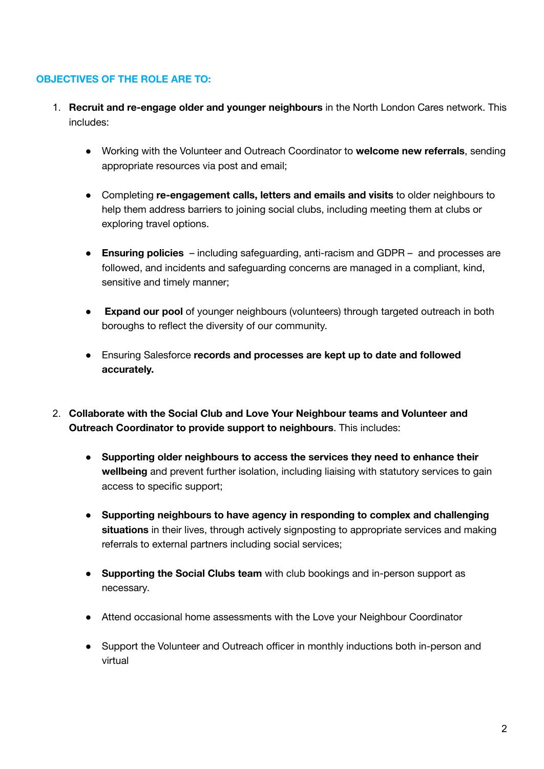## OBJECTIVES OF THE ROLE ARE TO:

1. **Recruit and re-engage older and younger neighbours** in the North London Cares network. This includes:

    - Working with the Volunteer and Outreach Coordinator to **welcome new referrals**, sending appropriate resources via post and email;

    - Completing **re-engagement calls, letters and emails and visits** to older neighbours to help them address barriers to joining social clubs, including meeting them at clubs or exploring travel options.

    - **Ensuring policies** – including safeguarding, anti-racism and GDPR – and processes are followed, and incidents and safeguarding concerns are managed in a compliant, kind, sensitive and timely manner;

    - **Expand our pool** of younger neighbours (volunteers) through targeted outreach in both boroughs to reflect the diversity of our community.

    - Ensuring Salesforce **records and processes are kept up to date and followed accurately.**

2. **Collaborate with the Social Club and Love Your Neighbour teams and Volunteer and Outreach Coordinator to provide support to neighbours**. This includes:

    - **Supporting older neighbours to access the services they need to enhance their wellbeing** and prevent further isolation, including liaising with statutory services to gain access to specific support;

    - **Supporting neighbours to have agency in responding to complex and challenging situations** in their lives, through actively signposting to appropriate services and making referrals to external partners including social services;

    - **Supporting the Social Clubs team** with club bookings and in-person support as necessary.

    - Attend occasional home assessments with the Love your Neighbour Coordinator

    - Support the Volunteer and Outreach officer in monthly inductions both in-person and virtual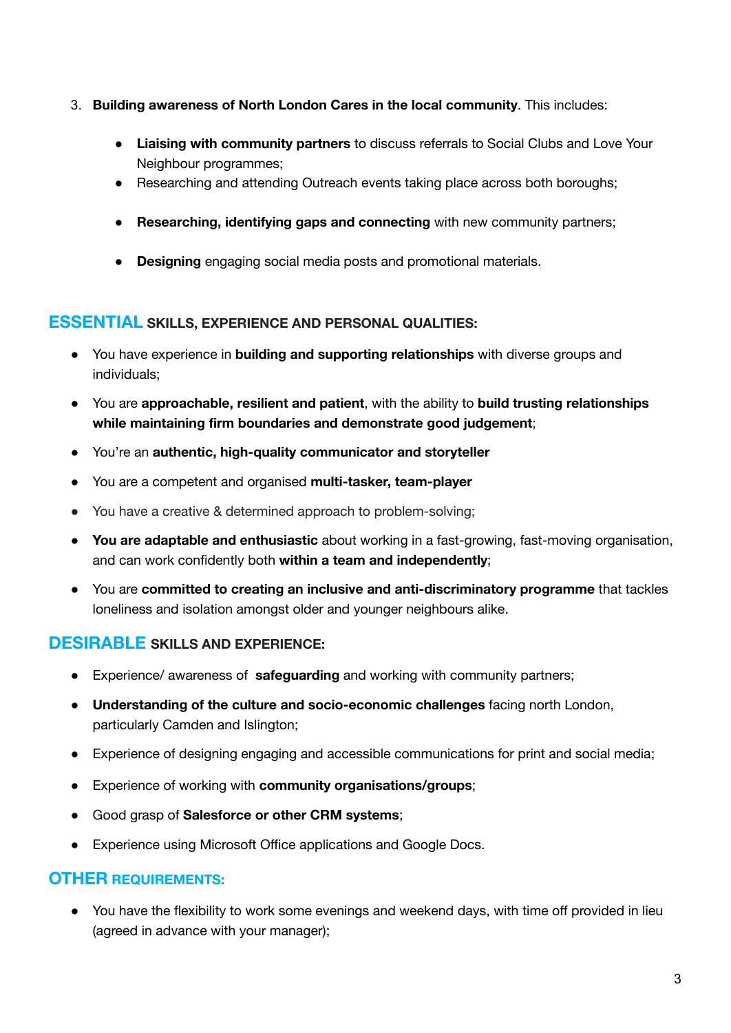3. **Building awareness of North London Cares in the local community**. This includes:

    - **Liaising with community partners** to discuss referrals to Social Clubs and Love Your Neighbour programmes;
    - Researching and attending Outreach events taking place across both boroughs;
    - **Researching, identifying gaps and connecting** with new community partners;
    - **Designing** engaging social media posts and promotional materials.

## ESSENTIAL SKILLS, EXPERIENCE AND PERSONAL QUALITIES:

- You have experience in **building and supporting relationships** with diverse groups and individuals;
- You are **approachable, resilient and patient**, with the ability to **build trusting relationships while maintaining firm boundaries and demonstrate good judgement**;
- You're an **authentic, high-quality communicator and storyteller**
- You are a competent and organised **multi-tasker, team-player**
- You have a creative & determined approach to problem-solving;
- **You are adaptable and enthusiastic** about working in a fast-growing, fast-moving organisation, and can work confidently both **within a team and independently**;
- You are **committed to creating an inclusive and anti-discriminatory programme** that tackles loneliness and isolation amongst older and younger neighbours alike.

## DESIRABLE SKILLS AND EXPERIENCE:

- Experience/ awareness of **safeguarding** and working with community partners;
- **Understanding of the culture and socio-economic challenges** facing north London, particularly Camden and Islington;
- Experience of designing engaging and accessible communications for print and social media;
- Experience of working with **community organisations/groups**;
- Good grasp of **Salesforce or other CRM systems**;
- Experience using Microsoft Office applications and Google Docs.

## OTHER REQUIREMENTS:

- You have the flexibility to work some evenings and weekend days, with time off provided in lieu (agreed in advance with your manager);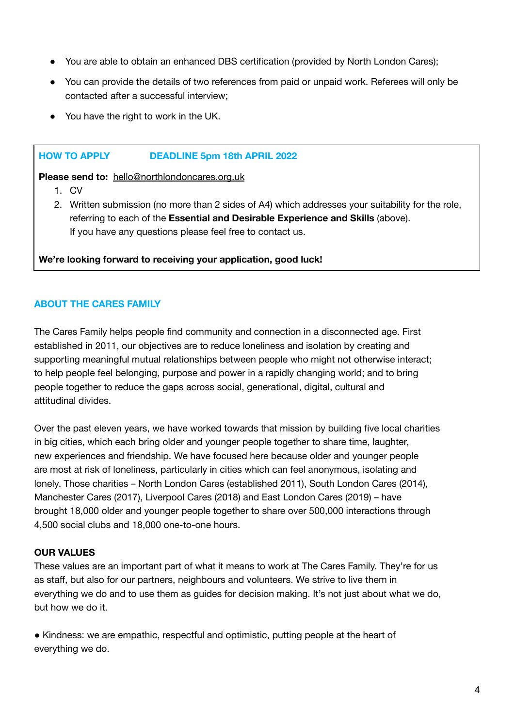- You are able to obtain an enhanced DBS certification (provided by North London Cares);
- You can provide the details of two references from paid or unpaid work. Referees will only be contacted after a successful interview;
- You have the right to work in the UK.

## HOW TO APPLY    DEADLINE 5pm 18th APRIL 2022

**Please send to:** hello@northlondoncares.org.uk

1. CV
2. Written submission (no more than 2 sides of A4) which addresses your suitability for the role, referring to each of the **Essential and Desirable Experience and Skills** (above).
   If you have any questions please feel free to contact us.

**We're looking forward to receiving your application, good luck!**

## ABOUT THE CARES FAMILY

The Cares Family helps people find community and connection in a disconnected age. First established in 2011, our objectives are to reduce loneliness and isolation by creating and supporting meaningful mutual relationships between people who might not otherwise interact; to help people feel belonging, purpose and power in a rapidly changing world; and to bring people together to reduce the gaps across social, generational, digital, cultural and attitudinal divides.

Over the past eleven years, we have worked towards that mission by building five local charities in big cities, which each bring older and younger people together to share time, laughter, new experiences and friendship. We have focused here because older and younger people are most at risk of loneliness, particularly in cities which can feel anonymous, isolating and lonely. Those charities – North London Cares (established 2011), South London Cares (2014), Manchester Cares (2017), Liverpool Cares (2018) and East London Cares (2019) – have brought 18,000 older and younger people together to share over 500,000 interactions through 4,500 social clubs and 18,000 one-to-one hours.

### OUR VALUES

These values are an important part of what it means to work at The Cares Family. They're for us as staff, but also for our partners, neighbours and volunteers. We strive to live them in everything we do and to use them as guides for decision making. It's not just about what we do, but how we do it.

- Kindness: we are empathic, respectful and optimistic, putting people at the heart of everything we do.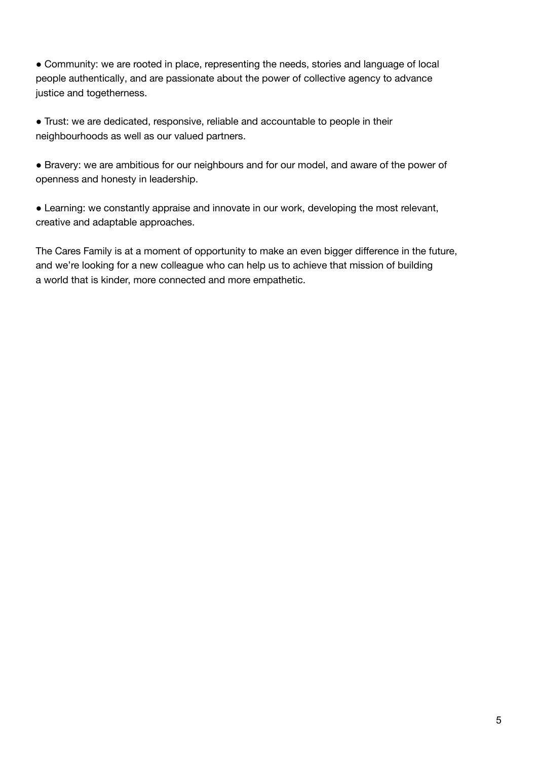- Community: we are rooted in place, representing the needs, stories and language of local people authentically, and are passionate about the power of collective agency to advance justice and togetherness.

- Trust: we are dedicated, responsive, reliable and accountable to people in their neighbourhoods as well as our valued partners.

- Bravery: we are ambitious for our neighbours and for our model, and aware of the power of openness and honesty in leadership.

- Learning: we constantly appraise and innovate in our work, developing the most relevant, creative and adaptable approaches.

The Cares Family is at a moment of opportunity to make an even bigger difference in the future, and we're looking for a new colleague who can help us to achieve that mission of building a world that is kinder, more connected and more empathetic.